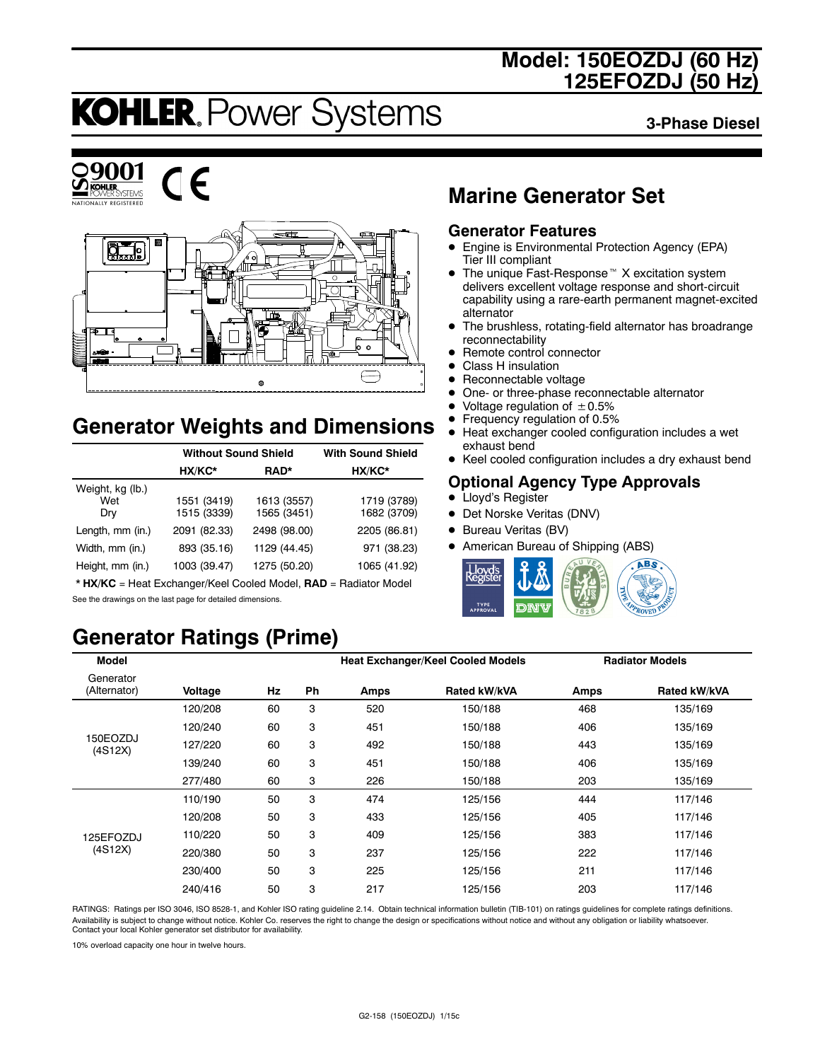# Model: 150EOZDJ (60 Hz) 125EFOZDJ (50 Hz)

# KOHLER. Power Systems

**3-Phase Diesel**

## Marine Generator Set

### Generator Features

- Engine is Environmental Protection Agency (EPA) Tier III compliant
- The unique Fast-Response™ X excitation system delivers excellent voltage response and short-circuit capability using a rare-earth permanent magnet-excited alternator
- The brushless, rotating-field alternator has broadrange reconnectability
- Remote control connector
- Class H insulation
- Reconnectable voltage
- One- or three-phase reconnectable alternator
- Voltage regulation of ±0.5%
- Frequency regulation of 0.5%
- Heat exchanger cooled configuration includes a wet exhaust bend
- Keel cooled configuration includes a dry exhaust bend

### Optional Agency Type Approvals

- Lloyd's Register
- Det Norske Veritas (DNV)
- Bureau Veritas (BV)
- American Bureau of Shipping (ABS)

## Generator Weights and Dimensions

| | Without Sound Shield | | With Sound Shield |
|---|---|---|---|
| | HX/KC* | RAD* | HX/KC* |
| Weight, kg (lb.) | | | |
| Wet | 1551 (3419) | 1613 (3557) | 1719 (3789) |
| Dry | 1515 (3339) | 1565 (3451) | 1682 (3709) |
| Length, mm (in.) | 2091 (82.33) | 2498 (98.00) | 2205 (86.81) |
| Width, mm (in.) | 893 (35.16) | 1129 (44.45) | 971 (38.23) |
| Height, mm (in.) | 1003 (39.47) | 1275 (50.20) | 1065 (41.92) |

* **HX/KC** = Heat Exchanger/Keel Cooled Model, **RAD** = Radiator Model

See the drawings on the last page for detailed dimensions.

## Generator Ratings (Prime)

| Model | | | | Heat Exchanger/Keel Cooled Models | | Radiator Models | |
|---|---|---|---|---|---|---|---|
| Generator (Alternator) | Voltage | Hz | Ph | Amps | Rated kW/kVA | Amps | Rated kW/kVA |
| 150EOZDJ (4S12X) | 120/208 | 60 | 3 | 520 | 150/188 | 468 | 135/169 |
| | 120/240 | 60 | 3 | 451 | 150/188 | 406 | 135/169 |
| | 127/220 | 60 | 3 | 492 | 150/188 | 443 | 135/169 |
| | 139/240 | 60 | 3 | 451 | 150/188 | 406 | 135/169 |
| | 277/480 | 60 | 3 | 226 | 150/188 | 203 | 135/169 |
| 125EFOZDJ (4S12X) | 110/190 | 50 | 3 | 474 | 125/156 | 444 | 117/146 |
| | 120/208 | 50 | 3 | 433 | 125/156 | 405 | 117/146 |
| | 110/220 | 50 | 3 | 409 | 125/156 | 383 | 117/146 |
| | 220/380 | 50 | 3 | 237 | 125/156 | 222 | 117/146 |
| | 230/400 | 50 | 3 | 225 | 125/156 | 211 | 117/146 |
| | 240/416 | 50 | 3 | 217 | 125/156 | 203 | 117/146 |

RATINGS: Ratings per ISO 3046, ISO 8528-1, and Kohler ISO rating guideline 2.14. Obtain technical information bulletin (TIB-101) on ratings guidelines for complete ratings definitions. Availability is subject to change without notice. Kohler Co. reserves the right to change the design or specifications without notice and without any obligation or liability whatsoever. Contact your local Kohler generator set distributor for availability.

10% overload capacity one hour in twelve hours.

G2-158 (150EOZDJ) 1/15c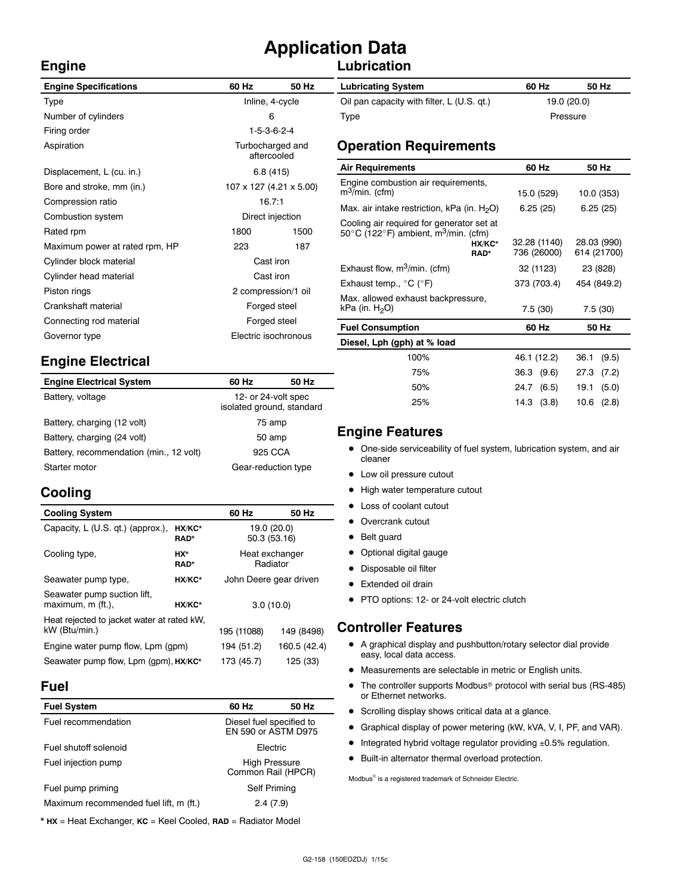# Application Data

## Engine

| Engine Specifications | 60 Hz | 50 Hz |
|---|---|---|
| Type | Inline, 4-cycle | |
| Number of cylinders | 6 | |
| Firing order | 1-5-3-6-2-4 | |
| Aspiration | Turbocharged and aftercooled | |
| Displacement, L (cu. in.) | 6.8 (415) | |
| Bore and stroke, mm (in.) | 107 x 127 (4.21 x 5.00) | |
| Compression ratio | 16.7:1 | |
| Combustion system | Direct injection | |
| Rated rpm | 1800 | 1500 |
| Maximum power at rated rpm, HP | 223 | 187 |
| Cylinder block material | Cast iron | |
| Cylinder head material | Cast iron | |
| Piston rings | 2 compression/1 oil | |
| Crankshaft material | Forged steel | |
| Connecting rod material | Forged steel | |
| Governor type | Electric isochronous | |

## Engine Electrical

| Engine Electrical System | 60 Hz | 50 Hz |
|---|---|---|
| Battery, voltage | 12- or 24-volt spec isolated ground, standard | |
| Battery, charging (12 volt) | 75 amp | |
| Battery, charging (24 volt) | 50 amp | |
| Battery, recommendation (min., 12 volt) | 925 CCA | |
| Starter motor | Gear-reduction type | |

## Cooling

| Cooling System | | 60 Hz | 50 Hz |
|---|---|---|---|
| Capacity, L (U.S. qt.) (approx.), | HX/KC* | 19.0 (20.0) | |
| | RAD* | 50.3 (53.16) | |
| Cooling type, | HX* | Heat exchanger | |
| | RAD* | Radiator | |
| Seawater pump type, | HX/KC* | John Deere gear driven | |
| Seawater pump suction lift, maximum, m (ft.), | HX/KC* | 3.0 (10.0) | |
| Heat rejected to jacket water at rated kW, kW (Btu/min.) | | 195 (11088) | 149 (8498) |
| Engine water pump flow, Lpm (gpm) | | 194 (51.2) | 160.5 (42.4) |
| Seawater pump flow, Lpm (gpm), | HX/KC* | 173 (45.7) | 125 (33) |

## Fuel

| Fuel System | 60 Hz | 50 Hz |
|---|---|---|
| Fuel recommendation | Diesel fuel specified to EN 590 or ASTM D975 | |
| Fuel shutoff solenoid | Electric | |
| Fuel injection pump | High Pressure Common Rail (HPCR) | |
| Fuel pump priming | Self Priming | |
| Maximum recommended fuel lift, m (ft.) | 2.4 (7.9) | |

* **HX** = Heat Exchanger, **KC** = Keel Cooled, **RAD** = Radiator Model

## Lubrication

| Lubricating System | 60 Hz | 50 Hz |
|---|---|---|
| Oil pan capacity with filter, L (U.S. qt.) | 19.0 (20.0) | |
| Type | Pressure | |

## Operation Requirements

| Air Requirements | | 60 Hz | 50 Hz |
|---|---|---|---|
| Engine combustion air requirements, $m^3$/min. (cfm) | | 15.0 (529) | 10.0 (353) |
| Max. air intake restriction, kPa (in. $H_2O$) | | 6.25 (25) | 6.25 (25) |
| Cooling air required for generator set at 50°C (122°F) ambient, $m^3$/min. (cfm) | HX/KC* | 32.28 (1140) | 28.03 (990) |
| | RAD* | 736 (26000) | 614 (21700) |
| Exhaust flow, $m^3$/min. (cfm) | | 32 (1123) | 23 (828) |
| Exhaust temp., °C (°F) | | 373 (703.4) | 454 (849.2) |
| Max. allowed exhaust backpressure, kPa (in. $H_2O$) | | 7.5 (30) | 7.5 (30) |

| Fuel Consumption | 60 Hz | 50 Hz |
|---|---|---|
| **Diesel, Lph (gph) at % load** | | |
| 100% | 46.1 (12.2) | 36.1 (9.5) |
| 75% | 36.3 (9.6) | 27.3 (7.2) |
| 50% | 24.7 (6.5) | 19.1 (5.0) |
| 25% | 14.3 (3.8) | 10.6 (2.8) |

## Engine Features

- One-side serviceability of fuel system, lubrication system, and air cleaner
- Low oil pressure cutout
- High water temperature cutout
- Loss of coolant cutout
- Overcrank cutout
- Belt guard
- Optional digital gauge
- Disposable oil filter
- Extended oil drain
- PTO options: 12- or 24-volt electric clutch

## Controller Features

- A graphical display and pushbutton/rotary selector dial provide easy, local data access.
- Measurements are selectable in metric or English units.
- The controller supports Modbus® protocol with serial bus (RS-485) or Ethernet networks.
- Scrolling display shows critical data at a glance.
- Graphical display of power metering (kW, kVA, V, I, PF, and VAR).
- Integrated hybrid voltage regulator providing ±0.5% regulation.
- Built-in alternator thermal overload protection.

Modbus® is a registered trademark of Schneider Electric.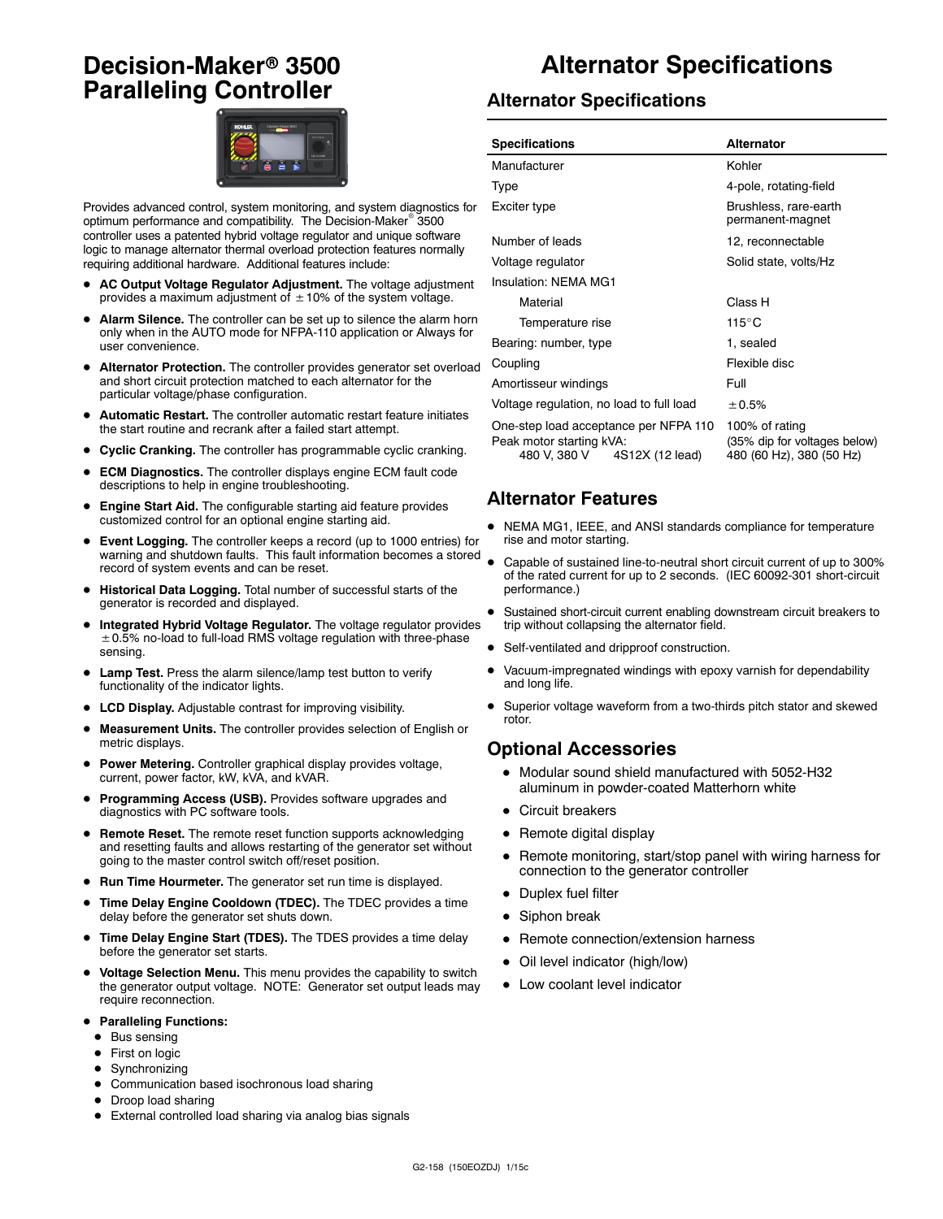# Decision-Maker® 3500 Paralleling Controller

Provides advanced control, system monitoring, and system diagnostics for optimum performance and compatibility. The Decision-Maker® 3500 controller uses a patented hybrid voltage regulator and unique software logic to manage alternator thermal overload protection features normally requiring additional hardware. Additional features include:

- **AC Output Voltage Regulator Adjustment.** The voltage adjustment provides a maximum adjustment of ±10% of the system voltage.
- **Alarm Silence.** The controller can be set up to silence the alarm horn only when in the AUTO mode for NFPA-110 application or Always for user convenience.
- **Alternator Protection.** The controller provides generator set overload and short circuit protection matched to each alternator for the particular voltage/phase configuration.
- **Automatic Restart.** The controller automatic restart feature initiates the start routine and recrank after a failed start attempt.
- **Cyclic Cranking.** The controller has programmable cyclic cranking.
- **ECM Diagnostics.** The controller displays engine ECM fault code descriptions to help in engine troubleshooting.
- **Engine Start Aid.** The configurable starting aid feature provides customized control for an optional engine starting aid.
- **Event Logging.** The controller keeps a record (up to 1000 entries) for warning and shutdown faults. This fault information becomes a stored record of system events and can be reset.
- **Historical Data Logging.** Total number of successful starts of the generator is recorded and displayed.
- **Integrated Hybrid Voltage Regulator.** The voltage regulator provides ±0.5% no-load to full-load RMS voltage regulation with three-phase sensing.
- **Lamp Test.** Press the alarm silence/lamp test button to verify functionality of the indicator lights.
- **LCD Display.** Adjustable contrast for improving visibility.
- **Measurement Units.** The controller provides selection of English or metric displays.
- **Power Metering.** Controller graphical display provides voltage, current, power factor, kW, kVA, and kVAR.
- **Programming Access (USB).** Provides software upgrades and diagnostics with PC software tools.
- **Remote Reset.** The remote reset function supports acknowledging and resetting faults and allows restarting of the generator set without going to the master control switch off/reset position.
- **Run Time Hourmeter.** The generator set run time is displayed.
- **Time Delay Engine Cooldown (TDEC).** The TDEC provides a time delay before the generator set shuts down.
- **Time Delay Engine Start (TDES).** The TDES provides a time delay before the generator set starts.
- **Voltage Selection Menu.** This menu provides the capability to switch the generator output voltage. NOTE: Generator set output leads may require reconnection.
- **Paralleling Functions:**
  - Bus sensing
  - First on logic
  - Synchronizing
  - Communication based isochronous load sharing
  - Droop load sharing
  - External controlled load sharing via analog bias signals

# Alternator Specifications

## Alternator Specifications

| Specifications | Alternator |
|---|---|
| Manufacturer | Kohler |
| Type | 4-pole, rotating-field |
| Exciter type | Brushless, rare-earth permanent-magnet |
| Number of leads | 12, reconnectable |
| Voltage regulator | Solid state, volts/Hz |
| Insulation: NEMA MG1 | |
| Material | Class H |
| Temperature rise | 115°C |
| Bearing: number, type | 1, sealed |
| Coupling | Flexible disc |
| Amortisseur windings | Full |
| Voltage regulation, no load to full load | ±0.5% |
| One-step load acceptance per NFPA 110 | 100% of rating |
| Peak motor starting kVA: | (35% dip for voltages below) |
| 480 V, 380 V 4S12X (12 lead) | 480 (60 Hz), 380 (50 Hz) |

## Alternator Features

- NEMA MG1, IEEE, and ANSI standards compliance for temperature rise and motor starting.
- Capable of sustained line-to-neutral short circuit current of up to 300% of the rated current for up to 2 seconds. (IEC 60092-301 short-circuit performance.)
- Sustained short-circuit current enabling downstream circuit breakers to trip without collapsing the alternator field.
- Self-ventilated and dripproof construction.
- Vacuum-impregnated windings with epoxy varnish for dependability and long life.
- Superior voltage waveform from a two-thirds pitch stator and skewed rotor.

## Optional Accessories

- Modular sound shield manufactured with 5052-H32 aluminum in powder-coated Matterhorn white
- Circuit breakers
- Remote digital display
- Remote monitoring, start/stop panel with wiring harness for connection to the generator controller
- Duplex fuel filter
- Siphon break
- Remote connection/extension harness
- Oil level indicator (high/low)
- Low coolant level indicator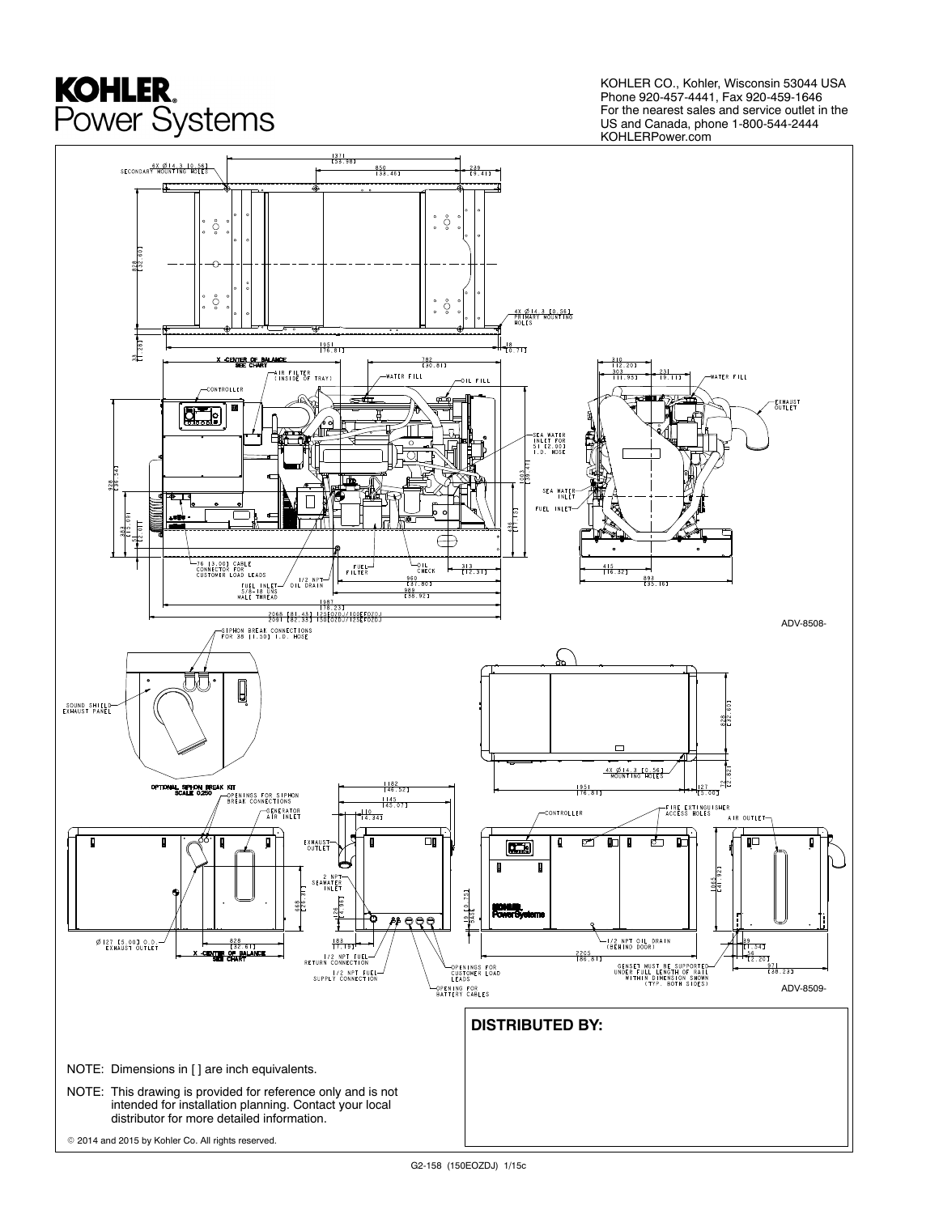**KOHLER** Power Systems

KOHLER CO., Kohler, Wisconsin 53044 USA
Phone 920-457-4441, Fax 920-459-1646
For the nearest sales and service outlet in the US and Canada, phone 1-800-544-2444
KOHLERPower.com

ADV-8508-

ADV-8509-

**DISTRIBUTED BY:**

NOTE: Dimensions in [ ] are inch equivalents.

NOTE: This drawing is provided for reference only and is not intended for installation planning. Contact your local distributor for more detailed information.

© 2014 and 2015 by Kohler Co. All rights reserved.

G2-158 (150EOZDJ) 1/15c